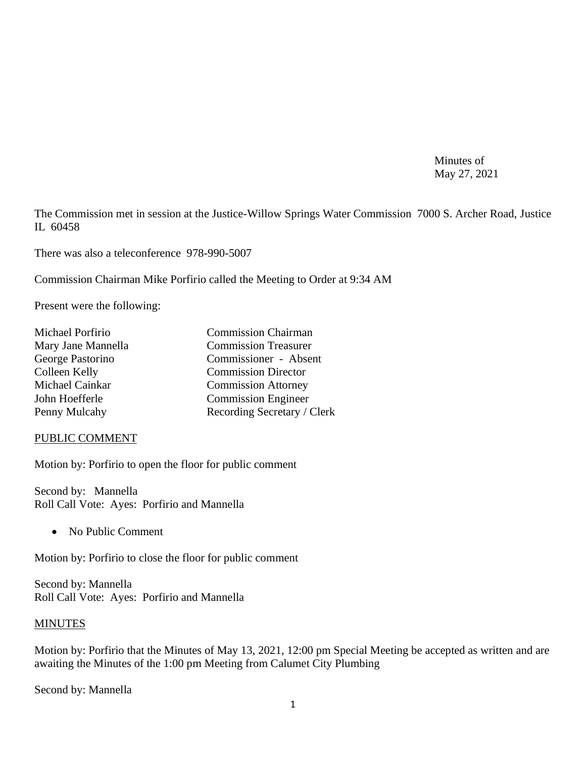Minutes of
May 27, 2021

The Commission met in session at the Justice-Willow Springs Water Commission 7000 S. Archer Road, Justice IL 60458

There was also a teleconference 978-990-5007

Commission Chairman Mike Porfirio called the Meeting to Order at 9:34 AM

Present were the following:

| | |
|---|---|
| Michael Porfirio | Commission Chairman |
| Mary Jane Mannella | Commission Treasurer |
| George Pastorino | Commissioner - Absent |
| Colleen Kelly | Commission Director |
| Michael Cainkar | Commission Attorney |
| John Hoefferle | Commission Engineer |
| Penny Mulcahy | Recording Secretary / Clerk |

PUBLIC COMMENT

Motion by: Porfirio to open the floor for public comment

Second by: Mannella
Roll Call Vote: Ayes: Porfirio and Mannella

- No Public Comment

Motion by: Porfirio to close the floor for public comment

Second by: Mannella
Roll Call Vote: Ayes: Porfirio and Mannella

MINUTES

Motion by: Porfirio that the Minutes of May 13, 2021, 12:00 pm Special Meeting be accepted as written and are awaiting the Minutes of the 1:00 pm Meeting from Calumet City Plumbing

Second by: Mannella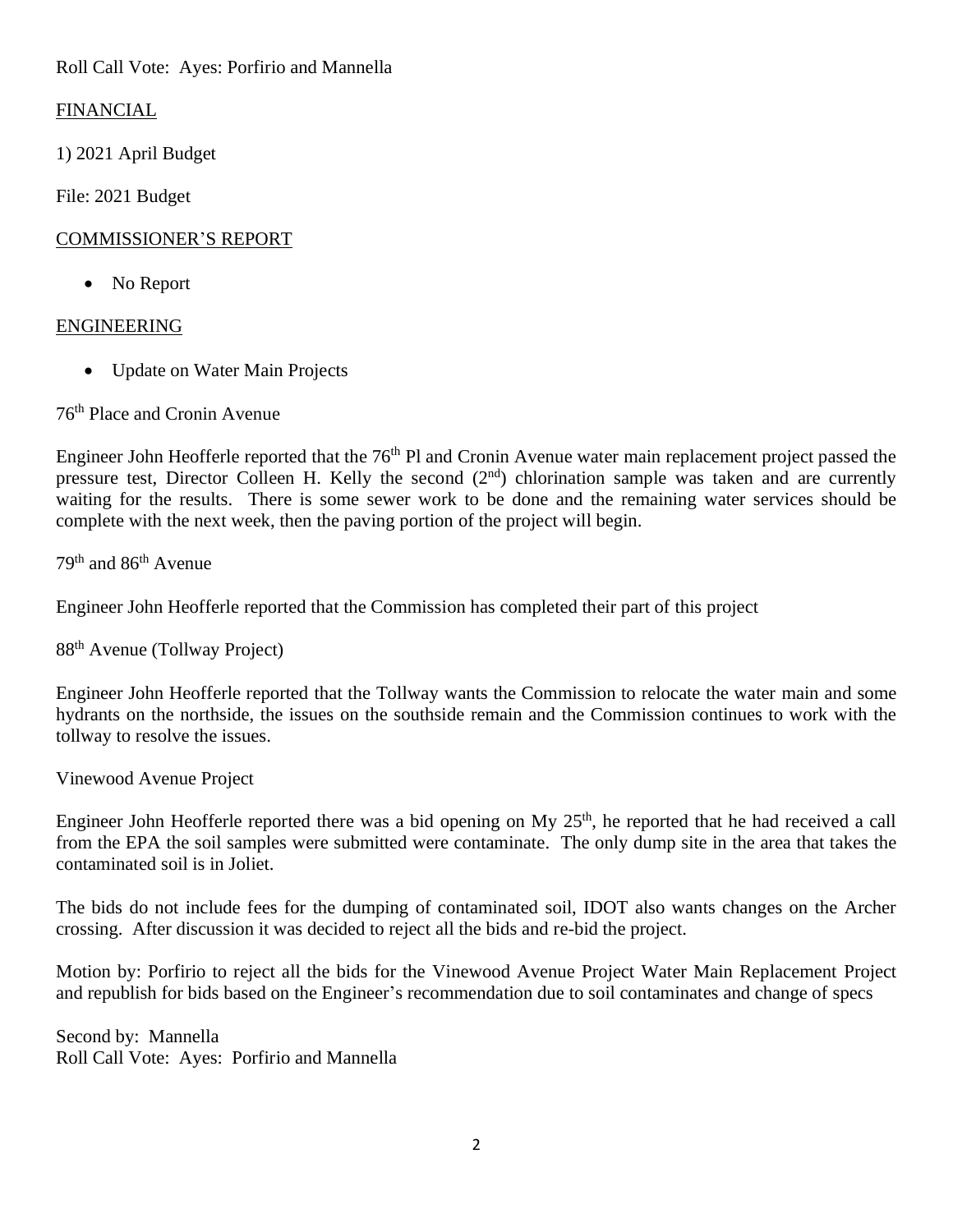Roll Call Vote: Ayes: Porfirio and Mannella

## FINANCIAL

1) 2021 April Budget

File: 2021 Budget

## COMMISSIONER'S REPORT

- No Report

## ENGINEERING

- Update on Water Main Projects

76th Place and Cronin Avenue

Engineer John Heofferle reported that the 76th Pl and Cronin Avenue water main replacement project passed the pressure test, Director Colleen H. Kelly the second (2nd) chlorination sample was taken and are currently waiting for the results. There is some sewer work to be done and the remaining water services should be complete with the next week, then the paving portion of the project will begin.

79th and 86th Avenue

Engineer John Heofferle reported that the Commission has completed their part of this project

88th Avenue (Tollway Project)

Engineer John Heofferle reported that the Tollway wants the Commission to relocate the water main and some hydrants on the northside, the issues on the southside remain and the Commission continues to work with the tollway to resolve the issues.

Vinewood Avenue Project

Engineer John Heofferle reported there was a bid opening on My 25th, he reported that he had received a call from the EPA the soil samples were submitted were contaminate. The only dump site in the area that takes the contaminated soil is in Joliet.

The bids do not include fees for the dumping of contaminated soil, IDOT also wants changes on the Archer crossing. After discussion it was decided to reject all the bids and re-bid the project.

Motion by: Porfirio to reject all the bids for the Vinewood Avenue Project Water Main Replacement Project and republish for bids based on the Engineer's recommendation due to soil contaminates and change of specs

Second by: Mannella
Roll Call Vote: Ayes: Porfirio and Mannella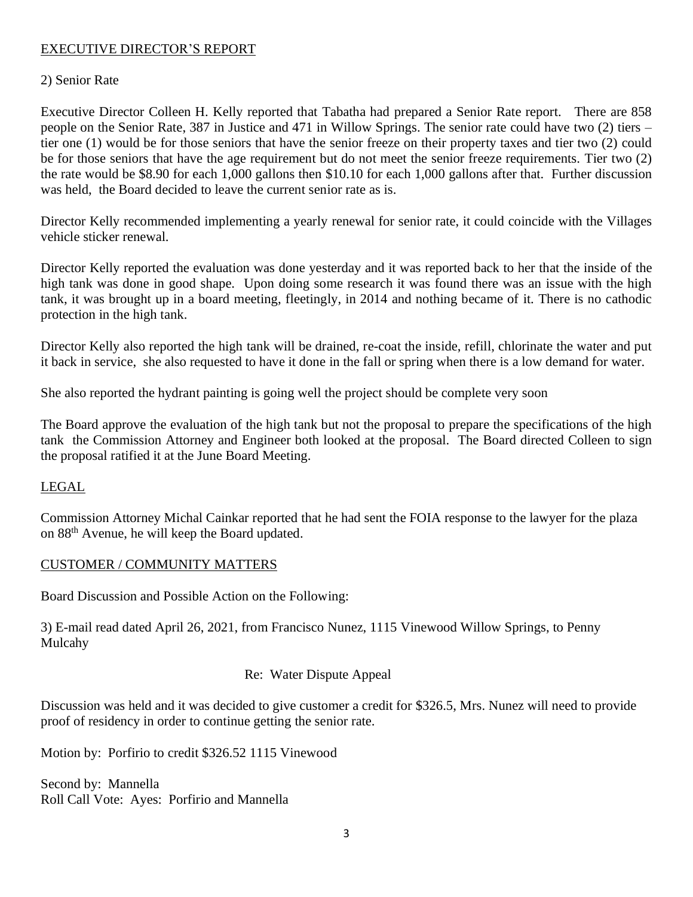## EXECUTIVE DIRECTOR'S REPORT

2) Senior Rate

Executive Director Colleen H. Kelly reported that Tabatha had prepared a Senior Rate report. There are 858 people on the Senior Rate, 387 in Justice and 471 in Willow Springs. The senior rate could have two (2) tiers – tier one (1) would be for those seniors that have the senior freeze on their property taxes and tier two (2) could be for those seniors that have the age requirement but do not meet the senior freeze requirements. Tier two (2) the rate would be $8.90 for each 1,000 gallons then $10.10 for each 1,000 gallons after that. Further discussion was held, the Board decided to leave the current senior rate as is.

Director Kelly recommended implementing a yearly renewal for senior rate, it could coincide with the Villages vehicle sticker renewal.

Director Kelly reported the evaluation was done yesterday and it was reported back to her that the inside of the high tank was done in good shape. Upon doing some research it was found there was an issue with the high tank, it was brought up in a board meeting, fleetingly, in 2014 and nothing became of it. There is no cathodic protection in the high tank.

Director Kelly also reported the high tank will be drained, re-coat the inside, refill, chlorinate the water and put it back in service, she also requested to have it done in the fall or spring when there is a low demand for water.

She also reported the hydrant painting is going well the project should be complete very soon

The Board approve the evaluation of the high tank but not the proposal to prepare the specifications of the high tank the Commission Attorney and Engineer both looked at the proposal. The Board directed Colleen to sign the proposal ratified it at the June Board Meeting.

## LEGAL

Commission Attorney Michal Cainkar reported that he had sent the FOIA response to the lawyer for the plaza on 88th Avenue, he will keep the Board updated.

## CUSTOMER / COMMUNITY MATTERS

Board Discussion and Possible Action on the Following:

3) E-mail read dated April 26, 2021, from Francisco Nunez, 1115 Vinewood Willow Springs, to Penny Mulcahy

Re: Water Dispute Appeal

Discussion was held and it was decided to give customer a credit for $326.5, Mrs. Nunez will need to provide proof of residency in order to continue getting the senior rate.

Motion by: Porfirio to credit $326.52 1115 Vinewood

Second by: Mannella
Roll Call Vote: Ayes: Porfirio and Mannella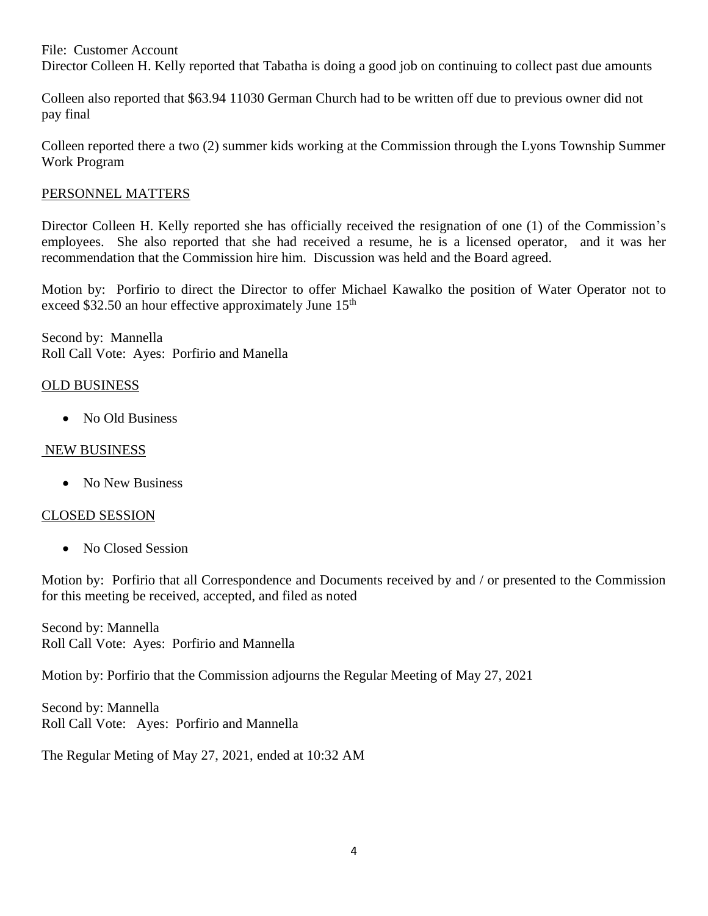File: Customer Account
Director Colleen H. Kelly reported that Tabatha is doing a good job on continuing to collect past due amounts

Colleen also reported that $63.94 11030 German Church had to be written off due to previous owner did not pay final

Colleen reported there a two (2) summer kids working at the Commission through the Lyons Township Summer Work Program

## PERSONNEL MATTERS

Director Colleen H. Kelly reported she has officially received the resignation of one (1) of the Commission's employees. She also reported that she had received a resume, he is a licensed operator, and it was her recommendation that the Commission hire him. Discussion was held and the Board agreed.

Motion by: Porfirio to direct the Director to offer Michael Kawalko the position of Water Operator not to exceed $32.50 an hour effective approximately June 15th

Second by: Mannella
Roll Call Vote: Ayes: Porfirio and Manella

## OLD BUSINESS

- No Old Business

## NEW BUSINESS

- No New Business

## CLOSED SESSION

- No Closed Session

Motion by: Porfirio that all Correspondence and Documents received by and / or presented to the Commission for this meeting be received, accepted, and filed as noted

Second by: Mannella
Roll Call Vote: Ayes: Porfirio and Mannella

Motion by: Porfirio that the Commission adjourns the Regular Meeting of May 27, 2021

Second by: Mannella
Roll Call Vote: Ayes: Porfirio and Mannella

The Regular Meting of May 27, 2021, ended at 10:32 AM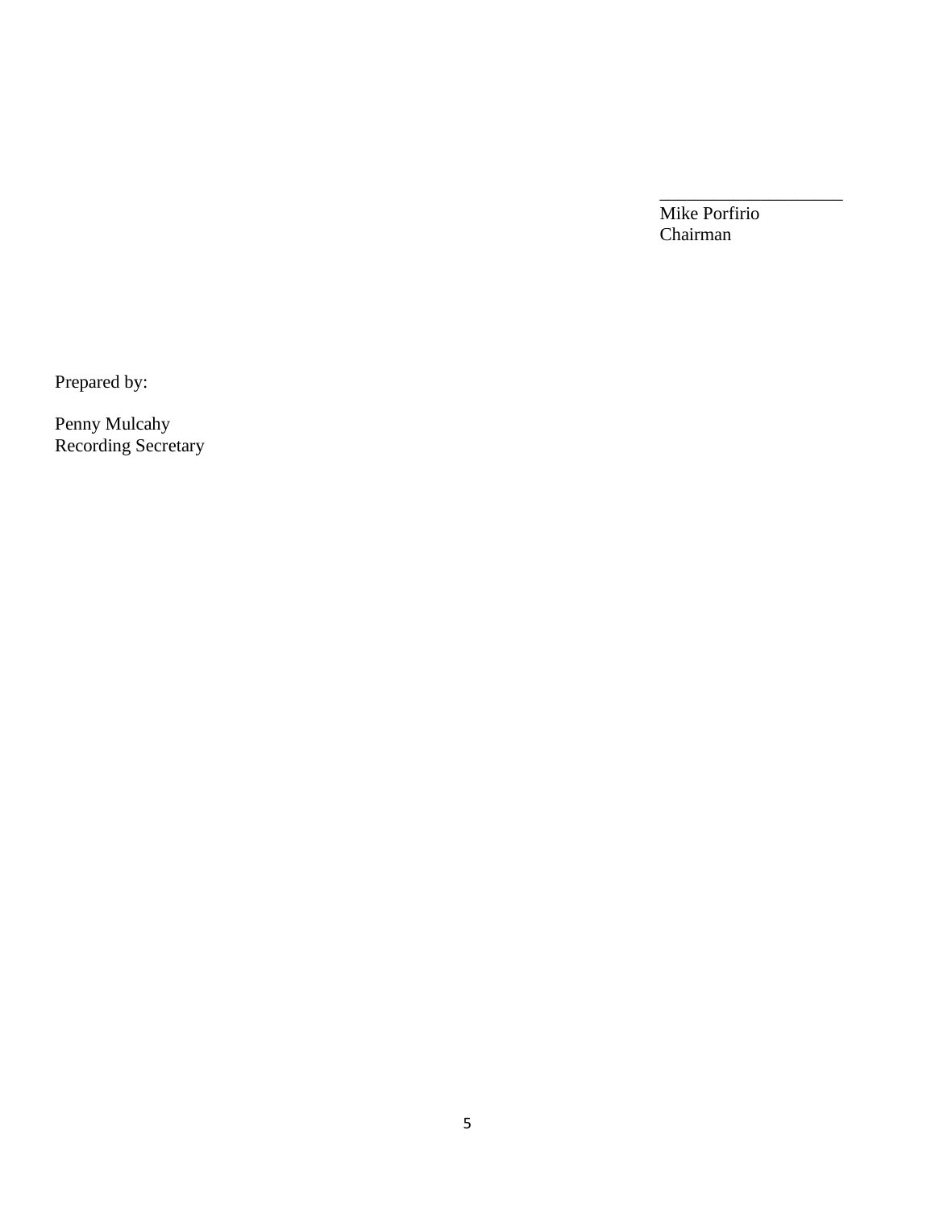\_\_\_\_\_\_\_\_\_\_\_\_\_\_\_\_\_\_\_\_
Mike Porfirio
Chairman

Prepared by:

Penny Mulcahy
Recording Secretary